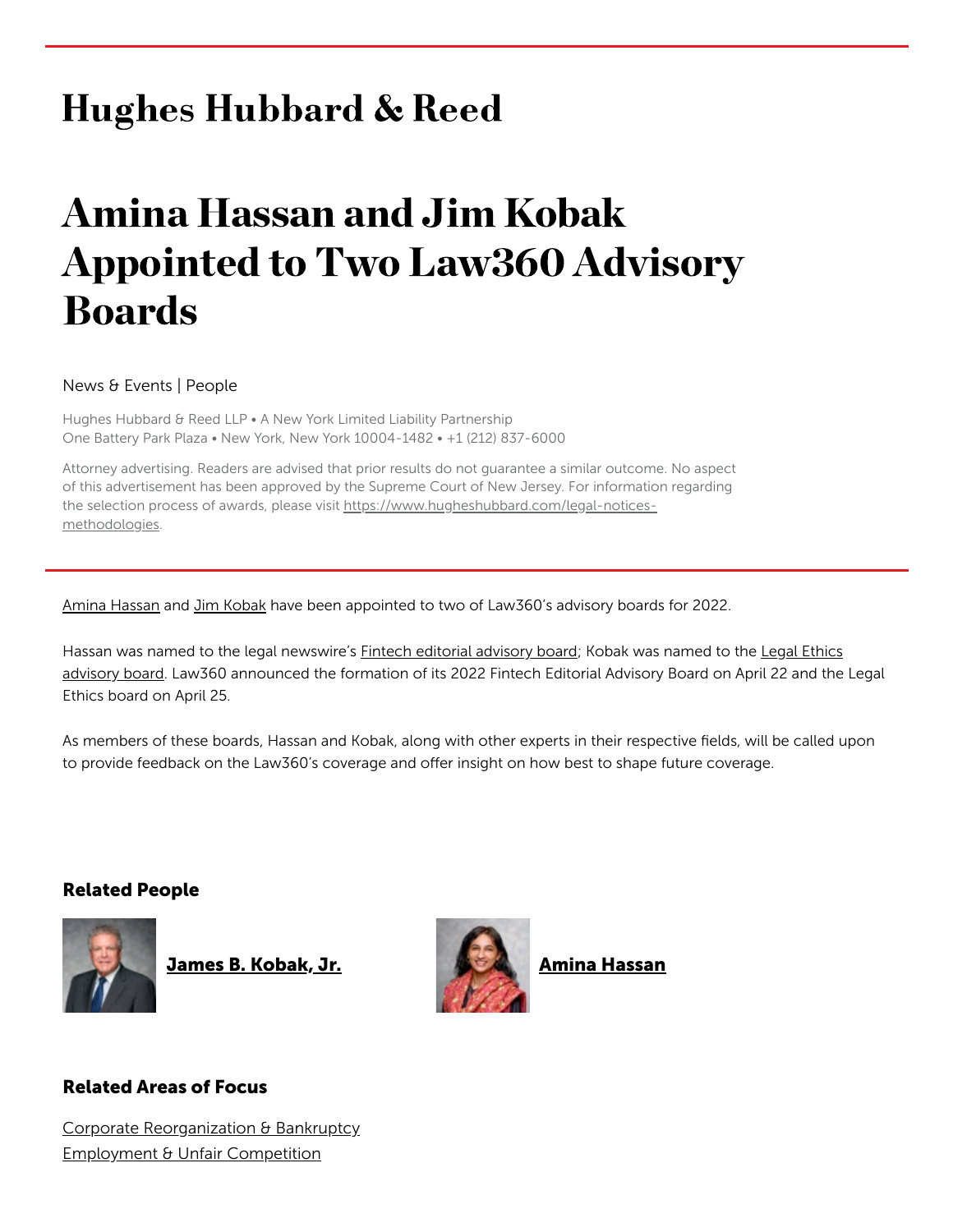# Hughes Hubbard & Reed

# Amina Hassan and Jim Kobak Appointed to Two Law360 Advisory Boards

News & Events | People

Hughes Hubbard & Reed LLP • A New York Limited Liability Partnership
One Battery Park Plaza • New York, New York 10004-1482 • +1 (212) 837-6000

Attorney advertising. Readers are advised that prior results do not guarantee a similar outcome. No aspect of this advertisement has been approved by the Supreme Court of New Jersey. For information regarding the selection process of awards, please visit https://www.hugheshubbard.com/legal-notices-methodologies.

---

Amina Hassan and Jim Kobak have been appointed to two of Law360's advisory boards for 2022.

Hassan was named to the legal newswire's Fintech editorial advisory board; Kobak was named to the Legal Ethics advisory board. Law360 announced the formation of its 2022 Fintech Editorial Advisory Board on April 22 and the Legal Ethics board on April 25.

As members of these boards, Hassan and Kobak, along with other experts in their respective fields, will be called upon to provide feedback on the Law360's coverage and offer insight on how best to shape future coverage.

### Related People

**James B. Kobak, Jr.**

**Amina Hassan**

### Related Areas of Focus

Corporate Reorganization & Bankruptcy
Employment & Unfair Competition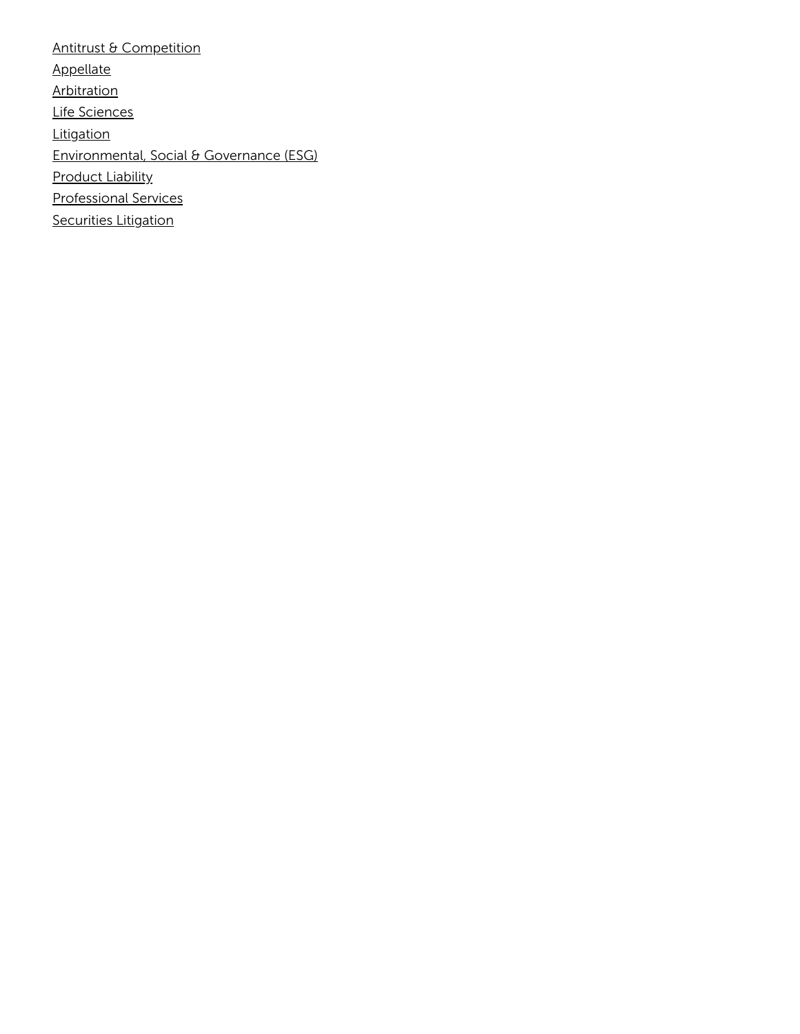Antitrust & Competition
Appellate
Arbitration
Life Sciences
Litigation
Environmental, Social & Governance (ESG)
Product Liability
Professional Services
Securities Litigation